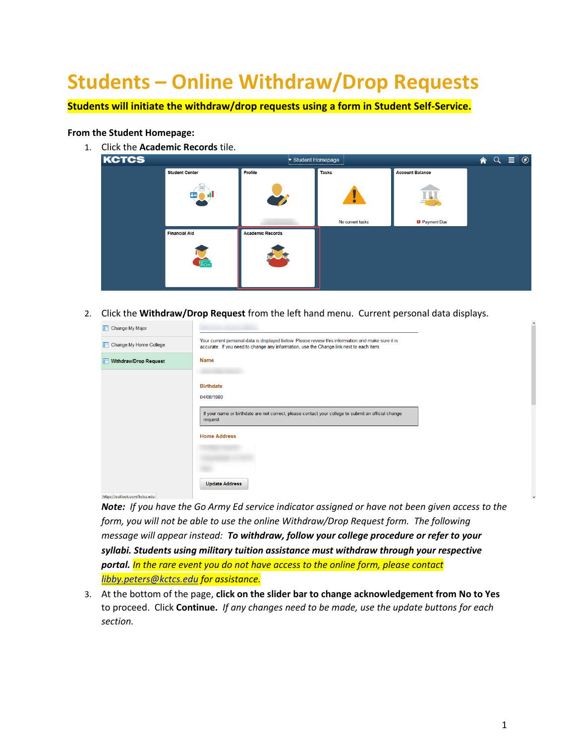# Students – Online Withdraw/Drop Requests

**Students will initiate the withdraw/drop requests using a form in Student Self-Service.**

**From the Student Homepage:**

1. Click the **Academic Records** tile.

2. Click the **Withdraw/Drop Request** from the left hand menu. Current personal data displays.

   ***Note:*** *If you have the Go Army Ed service indicator assigned or have not been given access to the form, you will not be able to use the online Withdraw/Drop Request form. The following message will appear instead:* ***To withdraw, follow your college procedure or refer to your syllabi. Students using military tuition assistance must withdraw through your respective portal.*** *In the rare event you do not have access to the online form, please contact libby.peters@kctcs.edu for assistance.*

3. At the bottom of the page, **click on the slider bar to change acknowledgement from No to Yes** to proceed. Click **Continue.** *If any changes need to be made, use the update buttons for each section.*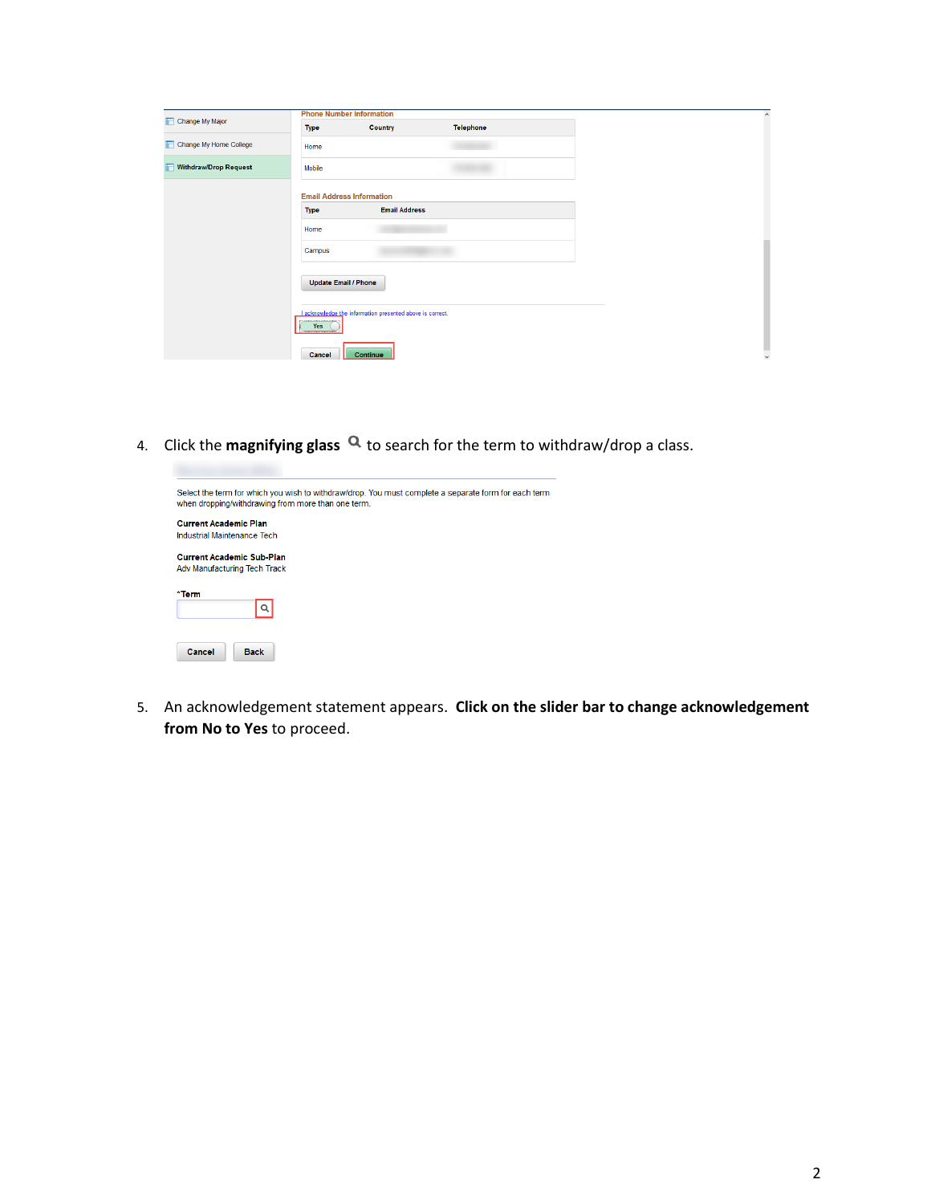| Type | Country | Telephone |
|---|---|---|
| Home | | |
| Mobile | | |

Email Address Information

| Type | Email Address |
|---|---|
| Home | |
| Campus | |

Update Email / Phone

I acknowledge the information presented above is correct.

Yes

Cancel Continue

4. Click the **magnifying glass** 🔍 to search for the term to withdraw/drop a class.

Select the term for which you wish to withdraw/drop. You must complete a separate form for each term when dropping/withdrawing from more than one term.

**Current Academic Plan**
Industrial Maintenance Tech

**Current Academic Sub-Plan**
Adv Manufacturing Tech Track

*Term

Cancel Back

5. An acknowledgement statement appears. **Click on the slider bar to change acknowledgement from No to Yes** to proceed.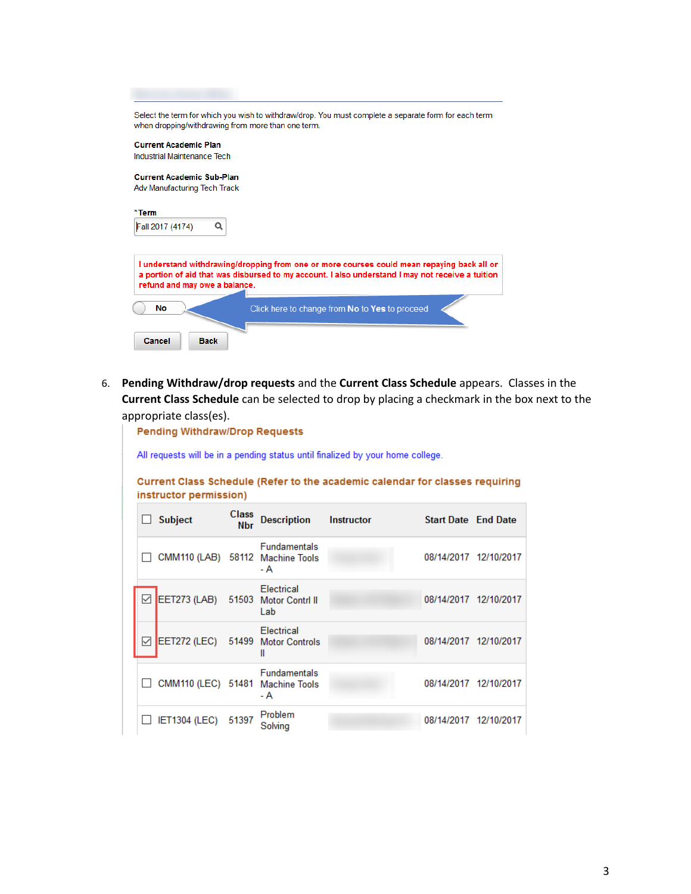Select the term for which you wish to withdraw/drop. You must complete a separate form for each term when dropping/withdrawing from more than one term.

**Current Academic Plan**
Industrial Maintenance Tech

**Current Academic Sub-Plan**
Adv Manufacturing Tech Track

*Term
Fall 2017 (4174)

I understand withdrawing/dropping from one or more courses could mean repaying back all or a portion of aid that was disbursed to my account. I also understand I may not receive a tuition refund and may owe a balance.

No — Click here to change from **No** to **Yes** to proceed

Cancel | Back

6. **Pending Withdraw/drop requests** and the **Current Class Schedule** appears. Classes in the **Current Class Schedule** can be selected to drop by placing a checkmark in the box next to the appropriate class(es).

**Pending Withdraw/Drop Requests**

All requests will be in a pending status until finalized by your home college.

**Current Class Schedule (Refer to the academic calendar for classes requiring instructor permission)**

| ☐ | Subject | Class Nbr | Description | Instructor | Start Date | End Date |
|---|---|---|---|---|---|---|
| ☐ | CMM110 (LAB) | 58112 | Fundamentals Machine Tools - A | | 08/14/2017 | 12/10/2017 |
| ☑ | EET273 (LAB) | 51503 | Electrical Motor Contrl II Lab | | 08/14/2017 | 12/10/2017 |
| ☑ | EET272 (LEC) | 51499 | Electrical Motor Controls II | | 08/14/2017 | 12/10/2017 |
| ☐ | CMM110 (LEC) | 51481 | Fundamentals Machine Tools - A | | 08/14/2017 | 12/10/2017 |
| ☐ | IET1304 (LEC) | 51397 | Problem Solving | | 08/14/2017 | 12/10/2017 |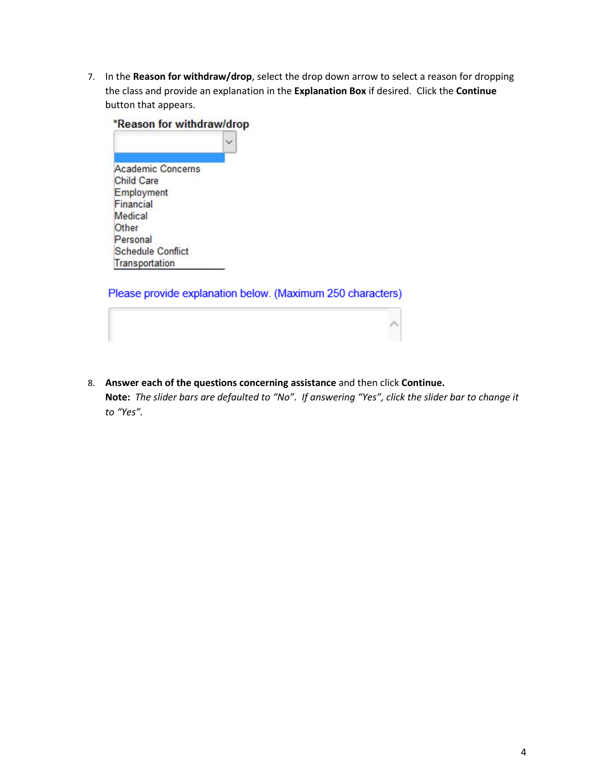7. In the **Reason for withdraw/drop**, select the drop down arrow to select a reason for dropping the class and provide an explanation in the **Explanation Box** if desired. Click the **Continue** button that appears.

   *Reason for withdraw/drop

   - Academic Concerns
   - Child Care
   - Employment
   - Financial
   - Medical
   - Other
   - Personal
   - Schedule Conflict
   - Transportation

   Please provide explanation below. (Maximum 250 characters)

8. **Answer each of the questions concerning assistance** and then click **Continue.**
   **Note:** *The slider bars are defaulted to "No". If answering "Yes", click the slider bar to change it to "Yes".*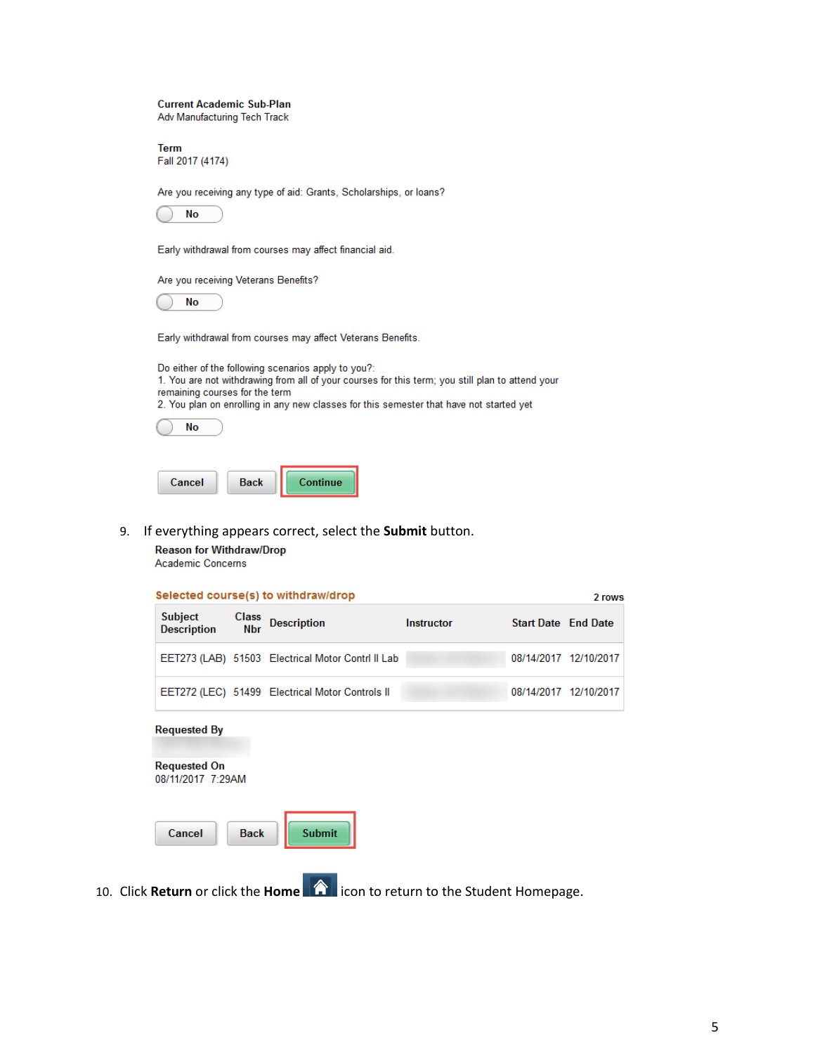**Current Academic Sub-Plan**
Adv Manufacturing Tech Track

**Term**
Fall 2017 (4174)

Are you receiving any type of aid: Grants, Scholarships, or loans?

No

Early withdrawal from courses may affect financial aid.

Are you receiving Veterans Benefits?

No

Early withdrawal from courses may affect Veterans Benefits.

Do either of the following scenarios apply to you?:
1. You are not withdrawing from all of your courses for this term; you still plan to attend your remaining courses for the term
2. You plan on enrolling in any new classes for this semester that have not started yet

No

Cancel | Back | **Continue**

9. If everything appears correct, select the **Submit** button.

**Reason for Withdraw/Drop**
Academic Concerns

**Selected course(s) to withdraw/drop** — 2 rows

| Subject Description | Class Nbr | Description | Instructor | Start Date | End Date |
|---|---|---|---|---|---|
| EET273 (LAB) | 51503 | Electrical Motor Contrl II Lab | | 08/14/2017 | 12/10/2017 |
| EET272 (LEC) | 51499 | Electrical Motor Controls II | | 08/14/2017 | 12/10/2017 |

**Requested By**

**Requested On**
08/11/2017 7:29AM

Cancel | Back | **Submit**

10. Click **Return** or click the **Home** icon to return to the Student Homepage.